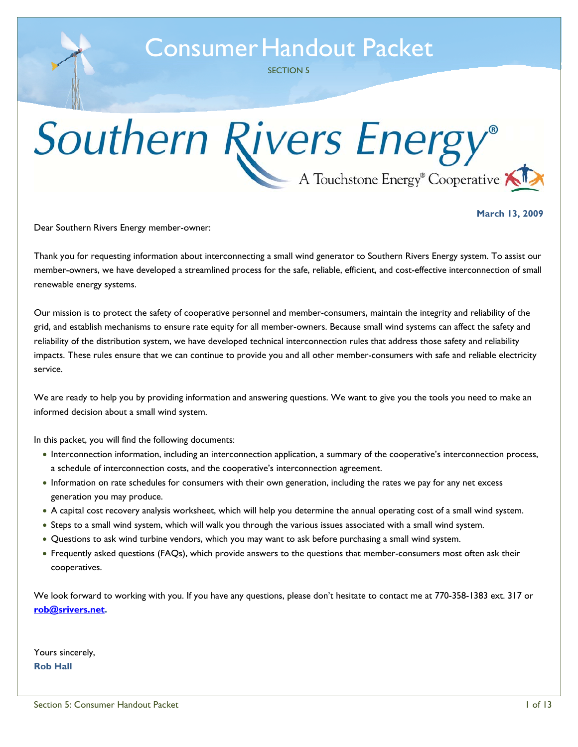# Consumer Handout Packet

SECTION 5

# Southern Rivers Energy®

A Touchstone Energy® Cooperative

**March 13, 2009**

Dear Southern Rivers Energy member-owner:

Thank you for requesting information about interconnecting a small wind generator to Southern Rivers Energy system. To assist our member-owners, we have developed a streamlined process for the safe, reliable, efficient, and cost-effective interconnection of small renewable energy systems.

Our mission is to protect the safety of cooperative personnel and member-consumers, maintain the integrity and reliability of the grid, and establish mechanisms to ensure rate equity for all member-owners. Because small wind systems can affect the safety and reliability of the distribution system, we have developed technical interconnection rules that address those safety and reliability impacts. These rules ensure that we can continue to provide you and all other member-consumers with safe and reliable electricity service.

We are ready to help you by providing information and answering questions. We want to give you the tools you need to make an informed decision about a small wind system.

In this packet, you will find the following documents:

- Interconnection information, including an interconnection application, a summary of the cooperative's interconnection process, a schedule of interconnection costs, and the cooperative's interconnection agreement.
- Information on rate schedules for consumers with their own generation, including the rates we pay for any net excess generation you may produce.
- A capital cost recovery analysis worksheet, which will help you determine the annual operating cost of a small wind system.
- Steps to a small wind system, which will walk you through the various issues associated with a small wind system.
- Questions to ask wind turbine vendors, which you may want to ask before purchasing a small wind system.
- Frequently asked questions (FAQs), which provide answers to the questions that member-consumers most often ask their cooperatives.

We look forward to working with you. If you have any questions, please don't hesitate to contact me at 770-358-1383 ext. 317 or **rob@srivers.net**.

Yours sincerely,
**Rob Hall**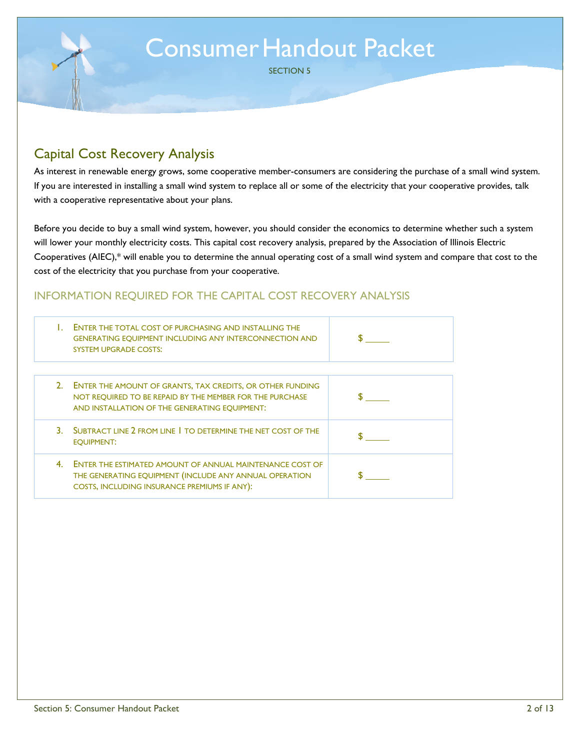# Consumer Handout Packet

SECTION 5

## Capital Cost Recovery Analysis

As interest in renewable energy grows, some cooperative member-consumers are considering the purchase of a small wind system. If you are interested in installing a small wind system to replace all or some of the electricity that your cooperative provides, talk with a cooperative representative about your plans.

Before you decide to buy a small wind system, however, you should consider the economics to determine whether such a system will lower your monthly electricity costs. This capital cost recovery analysis, prepared by the Association of Illinois Electric Cooperatives (AIEC),* will enable you to determine the annual operating cost of a small wind system and compare that cost to the cost of the electricity that you purchase from your cooperative.

### INFORMATION REQUIRED FOR THE CAPITAL COST RECOVERY ANALYSIS

| | |
|---|---|
| 1. ENTER THE TOTAL COST OF PURCHASING AND INSTALLING THE GENERATING EQUIPMENT INCLUDING ANY INTERCONNECTION AND SYSTEM UPGRADE COSTS: | $ _____ |

| | |
|---|---|
| 2. ENTER THE AMOUNT OF GRANTS, TAX CREDITS, OR OTHER FUNDING NOT REQUIRED TO BE REPAID BY THE MEMBER FOR THE PURCHASE AND INSTALLATION OF THE GENERATING EQUIPMENT: | $ _____ |
| 3. SUBTRACT LINE 2 FROM LINE 1 TO DETERMINE THE NET COST OF THE EQUIPMENT: | $ _____ |
| 4. ENTER THE ESTIMATED AMOUNT OF ANNUAL MAINTENANCE COST OF THE GENERATING EQUIPMENT (INCLUDE ANY ANNUAL OPERATION COSTS, INCLUDING INSURANCE PREMIUMS IF ANY): | $ _____ |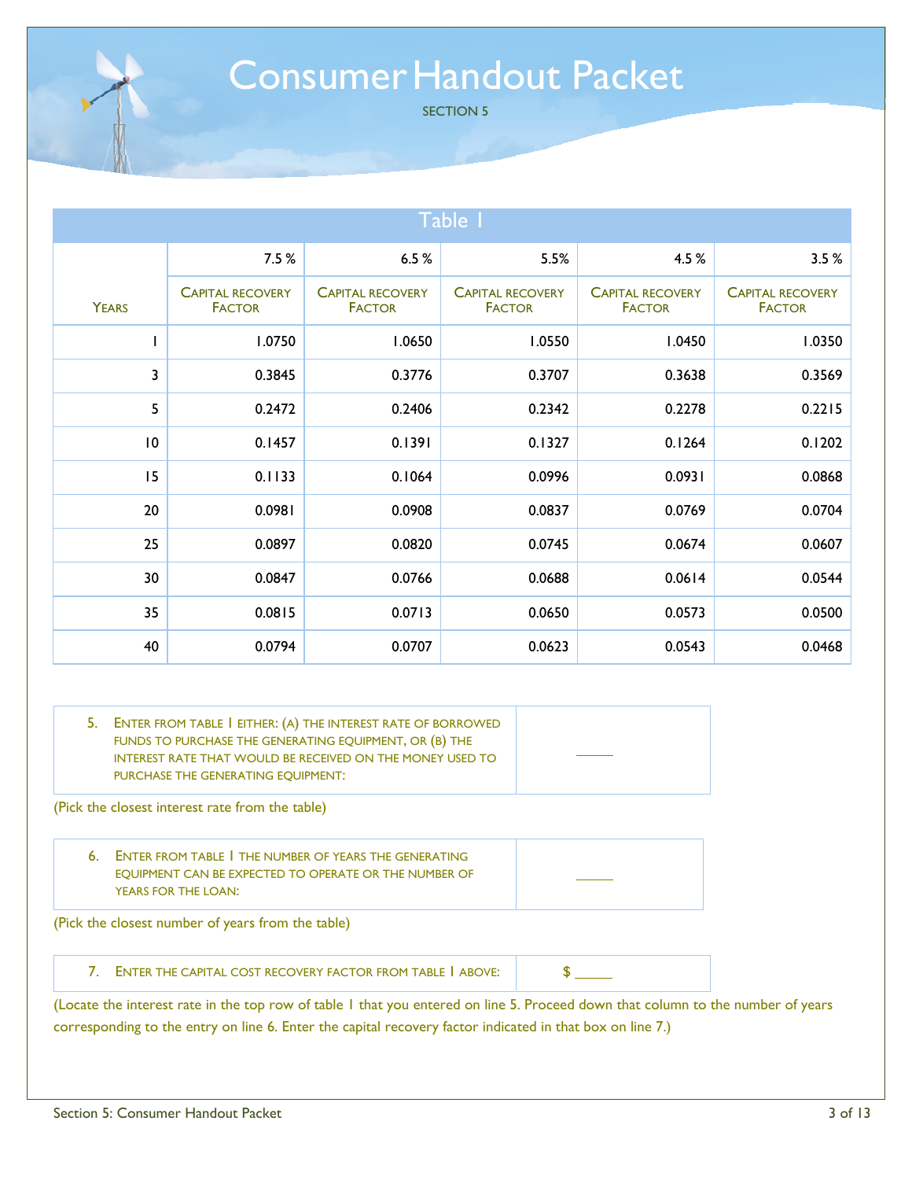# Consumer Handout Packet

SECTION 5

| Table 1 | | | | | |
|---|---|---|---|---|---|
| | 7.5 % | 6.5 % | 5.5% | 4.5 % | 3.5 % |
| YEARS | CAPITAL RECOVERY FACTOR | CAPITAL RECOVERY FACTOR | CAPITAL RECOVERY FACTOR | CAPITAL RECOVERY FACTOR | CAPITAL RECOVERY FACTOR |
| 1 | 1.0750 | 1.0650 | 1.0550 | 1.0450 | 1.0350 |
| 3 | 0.3845 | 0.3776 | 0.3707 | 0.3638 | 0.3569 |
| 5 | 0.2472 | 0.2406 | 0.2342 | 0.2278 | 0.2215 |
| 10 | 0.1457 | 0.1391 | 0.1327 | 0.1264 | 0.1202 |
| 15 | 0.1133 | 0.1064 | 0.0996 | 0.0931 | 0.0868 |
| 20 | 0.0981 | 0.0908 | 0.0837 | 0.0769 | 0.0704 |
| 25 | 0.0897 | 0.0820 | 0.0745 | 0.0674 | 0.0607 |
| 30 | 0.0847 | 0.0766 | 0.0688 | 0.0614 | 0.0544 |
| 35 | 0.0815 | 0.0713 | 0.0650 | 0.0573 | 0.0500 |
| 40 | 0.0794 | 0.0707 | 0.0623 | 0.0543 | 0.0468 |

| | |
|---|---|
| 5. ENTER FROM TABLE 1 EITHER: (A) THE INTEREST RATE OF BORROWED FUNDS TO PURCHASE THE GENERATING EQUIPMENT, OR (B) THE INTEREST RATE THAT WOULD BE RECEIVED ON THE MONEY USED TO PURCHASE THE GENERATING EQUIPMENT: | _____ |

(Pick the closest interest rate from the table)

| | |
|---|---|
| 6. ENTER FROM TABLE 1 THE NUMBER OF YEARS THE GENERATING EQUIPMENT CAN BE EXPECTED TO OPERATE OR THE NUMBER OF YEARS FOR THE LOAN: | _____ |

(Pick the closest number of years from the table)

| | |
|---|---|
| 7. ENTER THE CAPITAL COST RECOVERY FACTOR FROM TABLE 1 ABOVE: | $ _____ |

(Locate the interest rate in the top row of table 1 that you entered on line 5. Proceed down that column to the number of years corresponding to the entry on line 6. Enter the capital recovery factor indicated in that box on line 7.)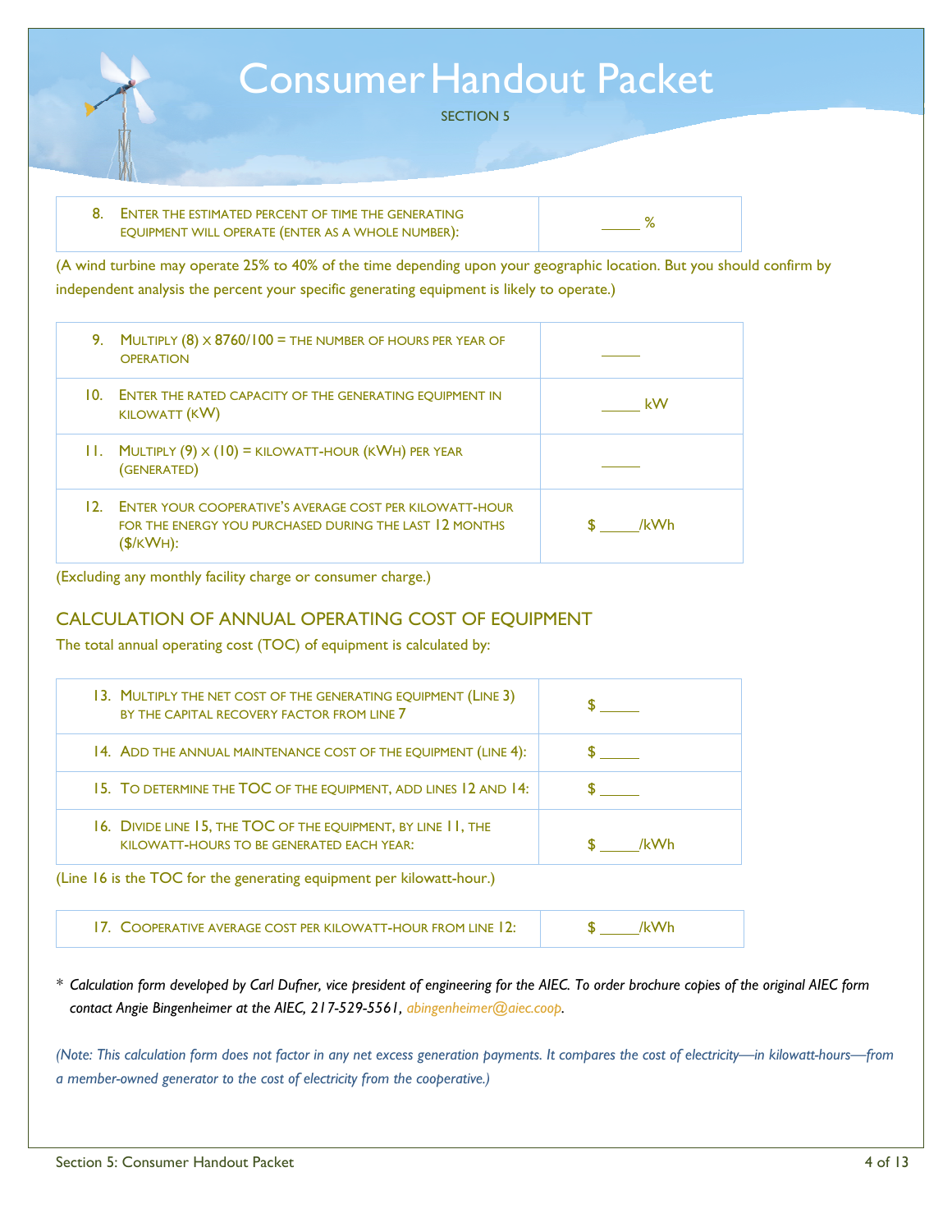# Consumer Handout Packet

SECTION 5

| | |
|---|---|
| 8. Enter the estimated percent of time the generating equipment will operate (enter as a whole number): | _____ % |

(A wind turbine may operate 25% to 40% of the time depending upon your geographic location. But you should confirm by independent analysis the percent your specific generating equipment is likely to operate.)

| | |
|---|---|
| 9. Multiply (8) x 8760/100 = the number of hours per year of operation | _____ |
| 10. Enter the rated capacity of the generating equipment in kilowatt (kW) | _____ kW |
| 11. Multiply (9) x (10) = kilowatt-hour (kWh) per year (generated) | _____ |
| 12. Enter your cooperative's average cost per kilowatt-hour for the energy you purchased during the last 12 months ($/kWh): | $ _____/kWh |

(Excluding any monthly facility charge or consumer charge.)

## CALCULATION OF ANNUAL OPERATING COST OF EQUIPMENT

The total annual operating cost (TOC) of equipment is calculated by:

| | |
|---|---|
| 13. Multiply the net cost of the generating equipment (Line 3) by the capital recovery factor from line 7 | $ _____ |
| 14. Add the annual maintenance cost of the equipment (line 4): | $ _____ |
| 15. To determine the TOC of the equipment, add lines 12 and 14: | $ _____ |
| 16. Divide line 15, the TOC of the equipment, by line 11, the kilowatt-hours to be generated each year: | $ _____/kWh |

(Line 16 is the TOC for the generating equipment per kilowatt-hour.)

| | |
|---|---|
| 17. Cooperative average cost per kilowatt-hour from line 12: | $ _____/kWh |

\* *Calculation form developed by Carl Dufner, vice president of engineering for the AIEC. To order brochure copies of the original AIEC form contact Angie Bingenheimer at the AIEC, 217-529-5561, abingenheimer@aiec.coop.*

*(Note: This calculation form does not factor in any net excess generation payments. It compares the cost of electricity—in kilowatt-hours—from a member-owned generator to the cost of electricity from the cooperative.)*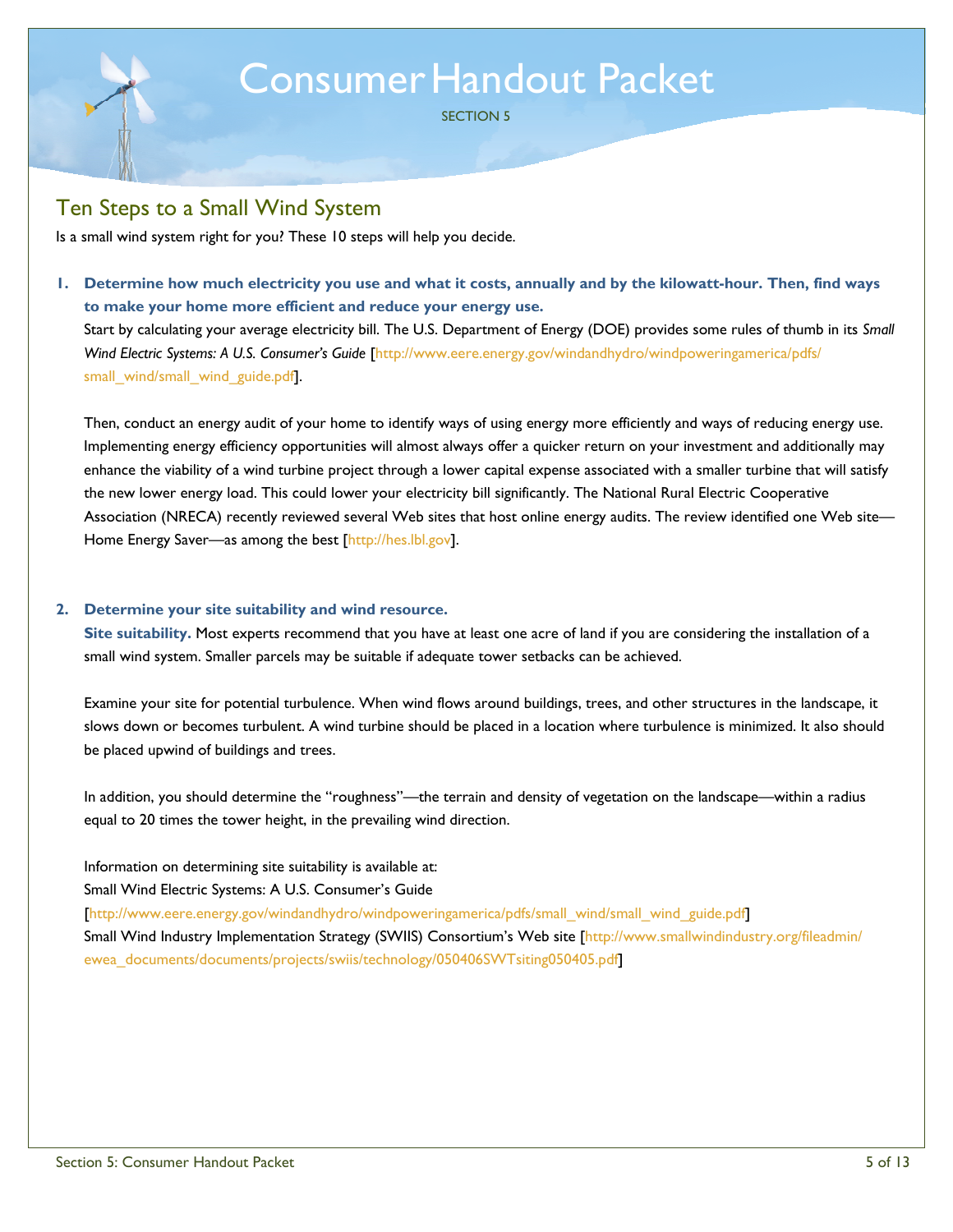# Consumer Handout Packet

SECTION 5

## Ten Steps to a Small Wind System

Is a small wind system right for you? These 10 steps will help you decide.

1. **Determine how much electricity you use and what it costs, annually and by the kilowatt-hour. Then, find ways to make your home more efficient and reduce your energy use.**

   Start by calculating your average electricity bill. The U.S. Department of Energy (DOE) provides some rules of thumb in its *Small Wind Electric Systems: A U.S. Consumer's Guide* [http://www.eere.energy.gov/windandhydro/windpoweringamerica/pdfs/small_wind/small_wind_guide.pdf].

   Then, conduct an energy audit of your home to identify ways of using energy more efficiently and ways of reducing energy use. Implementing energy efficiency opportunities will almost always offer a quicker return on your investment and additionally may enhance the viability of a wind turbine project through a lower capital expense associated with a smaller turbine that will satisfy the new lower energy load. This could lower your electricity bill significantly. The National Rural Electric Cooperative Association (NRECA) recently reviewed several Web sites that host online energy audits. The review identified one Web site—Home Energy Saver—as among the best [http://hes.lbl.gov].

2. **Determine your site suitability and wind resource.**

   **Site suitability.** Most experts recommend that you have at least one acre of land if you are considering the installation of a small wind system. Smaller parcels may be suitable if adequate tower setbacks can be achieved.

   Examine your site for potential turbulence. When wind flows around buildings, trees, and other structures in the landscape, it slows down or becomes turbulent. A wind turbine should be placed in a location where turbulence is minimized. It also should be placed upwind of buildings and trees.

   In addition, you should determine the "roughness"—the terrain and density of vegetation on the landscape—within a radius equal to 20 times the tower height, in the prevailing wind direction.

   Information on determining site suitability is available at:
   Small Wind Electric Systems: A U.S. Consumer's Guide
   [http://www.eere.energy.gov/windandhydro/windpoweringamerica/pdfs/small_wind/small_wind_guide.pdf]
   Small Wind Industry Implementation Strategy (SWIIS) Consortium's Web site [http://www.smallwindindustry.org/fileadmin/ewea_documents/documents/projects/swiis/technology/050406SWTsiting050405.pdf]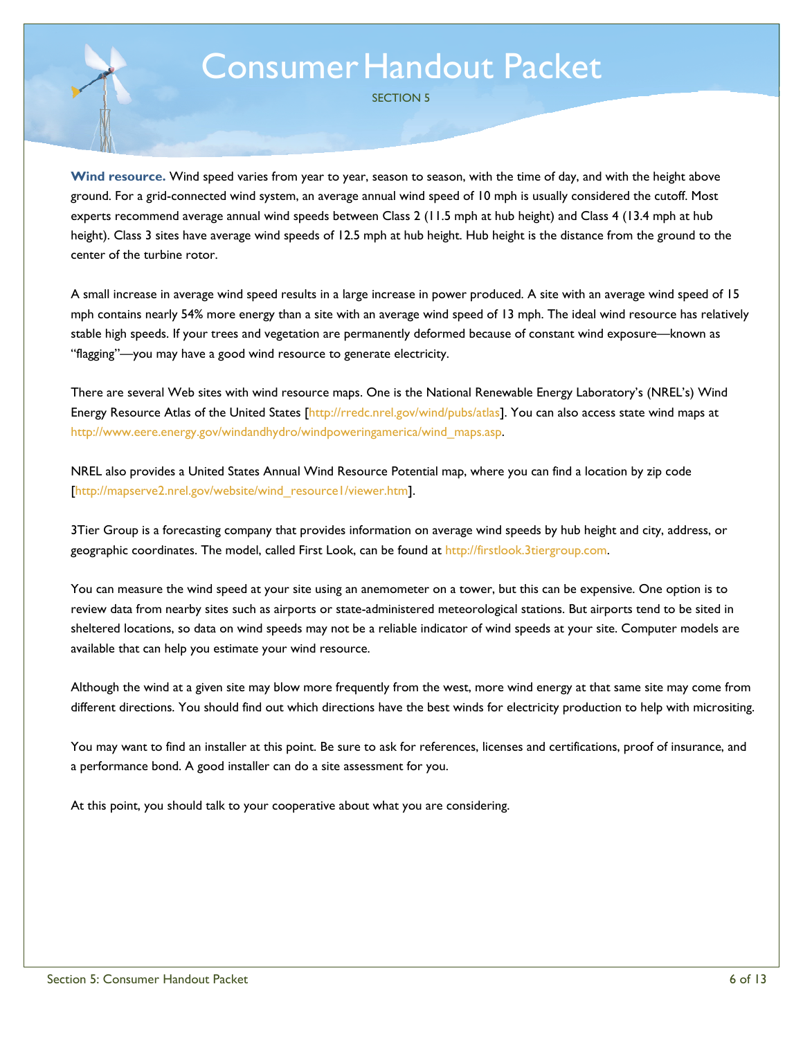**Wind resource.** Wind speed varies from year to year, season to season, with the time of day, and with the height above ground. For a grid-connected wind system, an average annual wind speed of 10 mph is usually considered the cutoff. Most experts recommend average annual wind speeds between Class 2 (11.5 mph at hub height) and Class 4 (13.4 mph at hub height). Class 3 sites have average wind speeds of 12.5 mph at hub height. Hub height is the distance from the ground to the center of the turbine rotor.

A small increase in average wind speed results in a large increase in power produced. A site with an average wind speed of 15 mph contains nearly 54% more energy than a site with an average wind speed of 13 mph. The ideal wind resource has relatively stable high speeds. If your trees and vegetation are permanently deformed because of constant wind exposure—known as "flagging"—you may have a good wind resource to generate electricity.

There are several Web sites with wind resource maps. One is the National Renewable Energy Laboratory's (NREL's) Wind Energy Resource Atlas of the United States [http://rredc.nrel.gov/wind/pubs/atlas]. You can also access state wind maps at http://www.eere.energy.gov/windandhydro/windpoweringamerica/wind_maps.asp.

NREL also provides a United States Annual Wind Resource Potential map, where you can find a location by zip code [http://mapserve2.nrel.gov/website/wind_resource1/viewer.htm].

3Tier Group is a forecasting company that provides information on average wind speeds by hub height and city, address, or geographic coordinates. The model, called First Look, can be found at http://firstlook.3tiergroup.com.

You can measure the wind speed at your site using an anemometer on a tower, but this can be expensive. One option is to review data from nearby sites such as airports or state-administered meteorological stations. But airports tend to be sited in sheltered locations, so data on wind speeds may not be a reliable indicator of wind speeds at your site. Computer models are available that can help you estimate your wind resource.

Although the wind at a given site may blow more frequently from the west, more wind energy at that same site may come from different directions. You should find out which directions have the best winds for electricity production to help with micrositing.

You may want to find an installer at this point. Be sure to ask for references, licenses and certifications, proof of insurance, and a performance bond. A good installer can do a site assessment for you.

At this point, you should talk to your cooperative about what you are considering.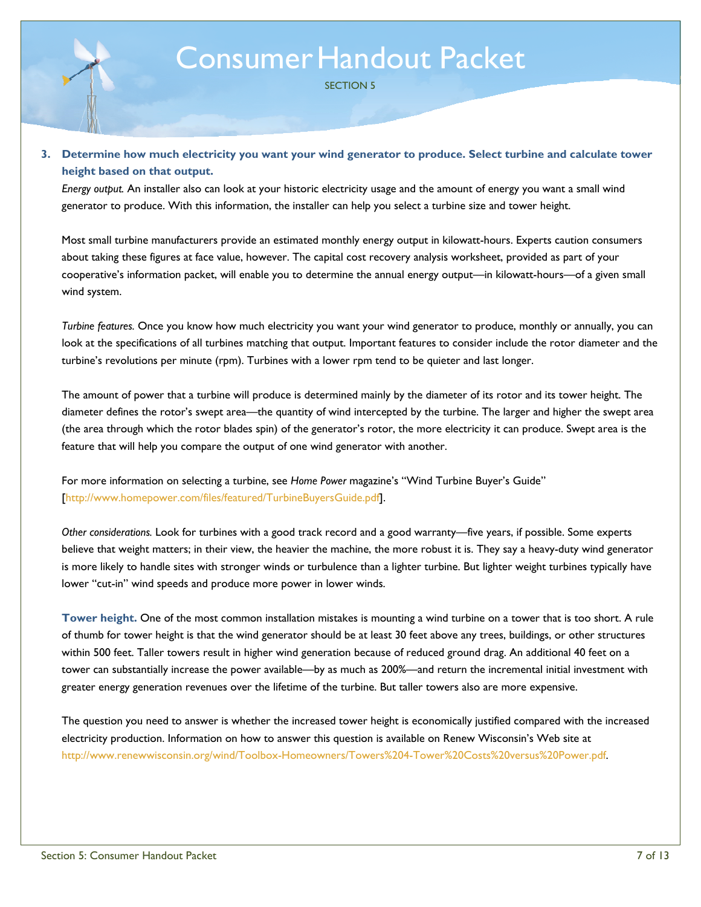3. **Determine how much electricity you want your wind generator to produce. Select turbine and calculate tower height based on that output.**

*Energy output.* An installer also can look at your historic electricity usage and the amount of energy you want a small wind generator to produce. With this information, the installer can help you select a turbine size and tower height.

Most small turbine manufacturers provide an estimated monthly energy output in kilowatt-hours. Experts caution consumers about taking these figures at face value, however. The capital cost recovery analysis worksheet, provided as part of your cooperative's information packet, will enable you to determine the annual energy output—in kilowatt-hours—of a given small wind system.

*Turbine features.* Once you know how much electricity you want your wind generator to produce, monthly or annually, you can look at the specifications of all turbines matching that output. Important features to consider include the rotor diameter and the turbine's revolutions per minute (rpm). Turbines with a lower rpm tend to be quieter and last longer.

The amount of power that a turbine will produce is determined mainly by the diameter of its rotor and its tower height. The diameter defines the rotor's swept area—the quantity of wind intercepted by the turbine. The larger and higher the swept area (the area through which the rotor blades spin) of the generator's rotor, the more electricity it can produce. Swept area is the feature that will help you compare the output of one wind generator with another.

For more information on selecting a turbine, see *Home Power* magazine's "Wind Turbine Buyer's Guide" [http://www.homepower.com/files/featured/TurbineBuyersGuide.pdf].

*Other considerations.* Look for turbines with a good track record and a good warranty—five years, if possible. Some experts believe that weight matters; in their view, the heavier the machine, the more robust it is. They say a heavy-duty wind generator is more likely to handle sites with stronger winds or turbulence than a lighter turbine. But lighter weight turbines typically have lower "cut-in" wind speeds and produce more power in lower winds.

**Tower height.** One of the most common installation mistakes is mounting a wind turbine on a tower that is too short. A rule of thumb for tower height is that the wind generator should be at least 30 feet above any trees, buildings, or other structures within 500 feet. Taller towers result in higher wind generation because of reduced ground drag. An additional 40 feet on a tower can substantially increase the power available—by as much as 200%—and return the incremental initial investment with greater energy generation revenues over the lifetime of the turbine. But taller towers also are more expensive.

The question you need to answer is whether the increased tower height is economically justified compared with the increased electricity production. Information on how to answer this question is available on Renew Wisconsin's Web site at http://www.renewwisconsin.org/wind/Toolbox-Homeowners/Towers%204-Tower%20Costs%20versus%20Power.pdf.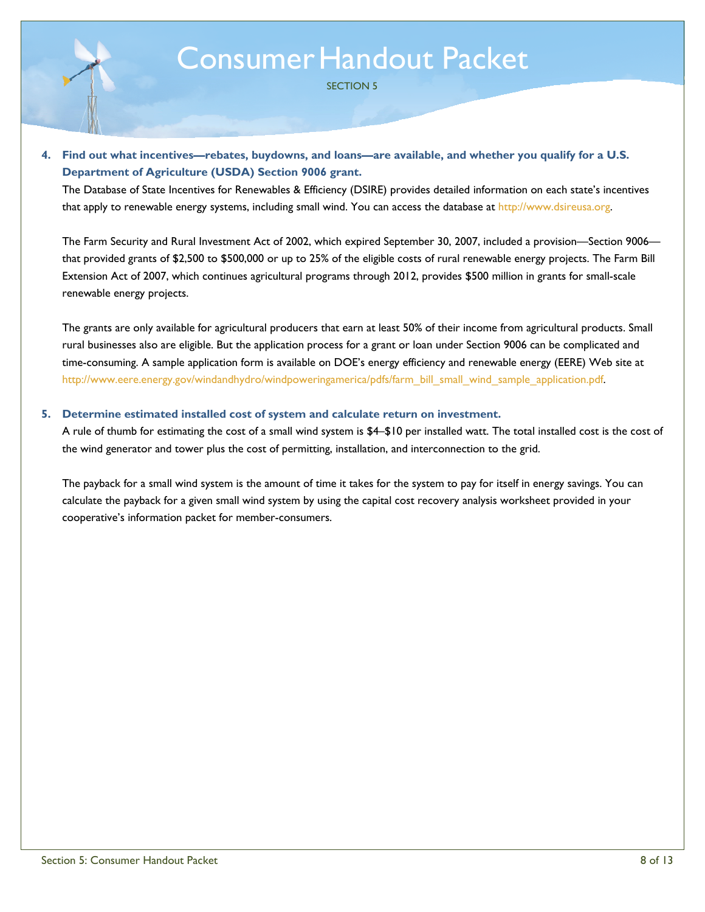# Consumer Handout Packet

SECTION 5

4. **Find out what incentives—rebates, buydowns, and loans—are available, and whether you qualify for a U.S. Department of Agriculture (USDA) Section 9006 grant.**

   The Database of State Incentives for Renewables & Efficiency (DSIRE) provides detailed information on each state's incentives that apply to renewable energy systems, including small wind. You can access the database at http://www.dsireusa.org.

   The Farm Security and Rural Investment Act of 2002, which expired September 30, 2007, included a provision—Section 9006—that provided grants of $2,500 to $500,000 or up to 25% of the eligible costs of rural renewable energy projects. The Farm Bill Extension Act of 2007, which continues agricultural programs through 2012, provides $500 million in grants for small-scale renewable energy projects.

   The grants are only available for agricultural producers that earn at least 50% of their income from agricultural products. Small rural businesses also are eligible. But the application process for a grant or loan under Section 9006 can be complicated and time-consuming. A sample application form is available on DOE's energy efficiency and renewable energy (EERE) Web site at http://www.eere.energy.gov/windandhydro/windpoweringamerica/pdfs/farm_bill_small_wind_sample_application.pdf.

5. **Determine estimated installed cost of system and calculate return on investment.**

   A rule of thumb for estimating the cost of a small wind system is $4–$10 per installed watt. The total installed cost is the cost of the wind generator and tower plus the cost of permitting, installation, and interconnection to the grid.

   The payback for a small wind system is the amount of time it takes for the system to pay for itself in energy savings. You can calculate the payback for a given small wind system by using the capital cost recovery analysis worksheet provided in your cooperative's information packet for member-consumers.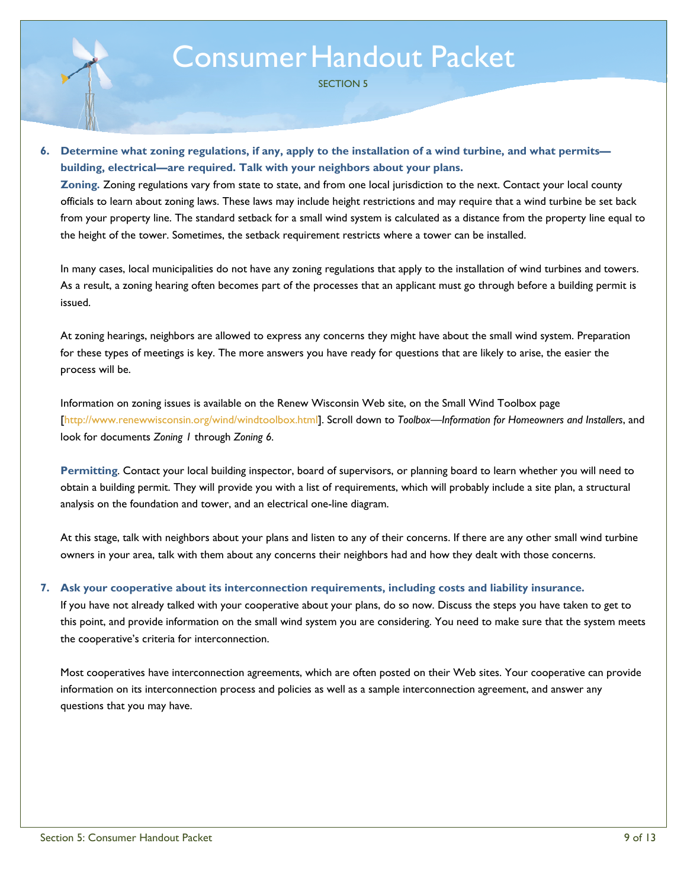6. **Determine what zoning regulations, if any, apply to the installation of a wind turbine, and what permits—building, electrical—are required. Talk with your neighbors about your plans.**

   **Zoning.** Zoning regulations vary from state to state, and from one local jurisdiction to the next. Contact your local county officials to learn about zoning laws. These laws may include height restrictions and may require that a wind turbine be set back from your property line. The standard setback for a small wind system is calculated as a distance from the property line equal to the height of the tower. Sometimes, the setback requirement restricts where a tower can be installed.

   In many cases, local municipalities do not have any zoning regulations that apply to the installation of wind turbines and towers. As a result, a zoning hearing often becomes part of the processes that an applicant must go through before a building permit is issued.

   At zoning hearings, neighbors are allowed to express any concerns they might have about the small wind system. Preparation for these types of meetings is key. The more answers you have ready for questions that are likely to arise, the easier the process will be.

   Information on zoning issues is available on the Renew Wisconsin Web site, on the Small Wind Toolbox page [http://www.renewwisconsin.org/wind/windtoolbox.html]. Scroll down to *Toolbox—Information for Homeowners and Installers*, and look for documents *Zoning 1* through *Zoning 6*.

   **Permitting**. Contact your local building inspector, board of supervisors, or planning board to learn whether you will need to obtain a building permit. They will provide you with a list of requirements, which will probably include a site plan, a structural analysis on the foundation and tower, and an electrical one-line diagram.

   At this stage, talk with neighbors about your plans and listen to any of their concerns. If there are any other small wind turbine owners in your area, talk with them about any concerns their neighbors had and how they dealt with those concerns.

7. **Ask your cooperative about its interconnection requirements, including costs and liability insurance.**

   If you have not already talked with your cooperative about your plans, do so now. Discuss the steps you have taken to get to this point, and provide information on the small wind system you are considering. You need to make sure that the system meets the cooperative's criteria for interconnection.

   Most cooperatives have interconnection agreements, which are often posted on their Web sites. Your cooperative can provide information on its interconnection process and policies as well as a sample interconnection agreement, and answer any questions that you may have.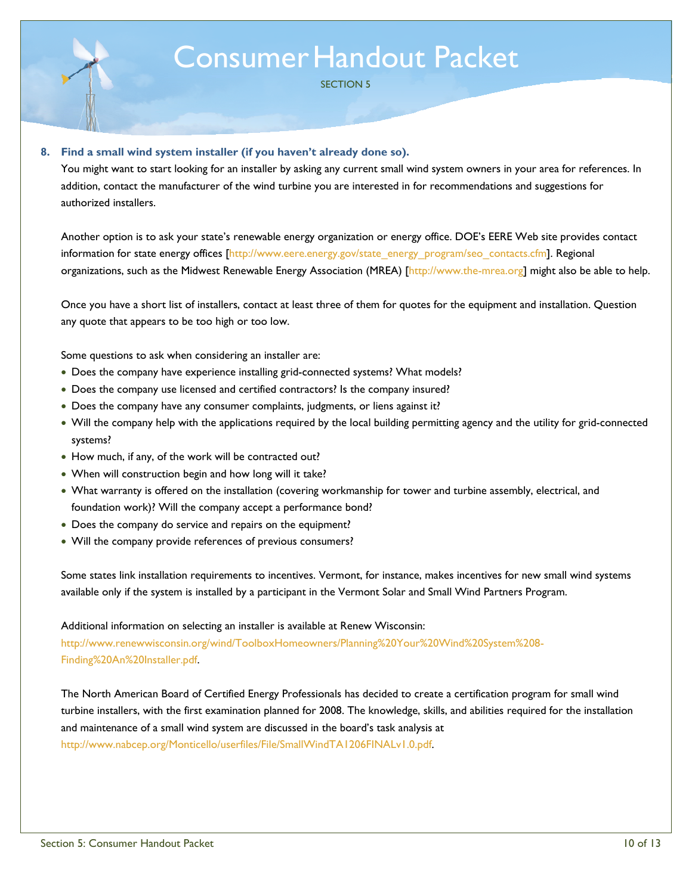**8. Find a small wind system installer (if you haven't already done so).**

You might want to start looking for an installer by asking any current small wind system owners in your area for references. In addition, contact the manufacturer of the wind turbine you are interested in for recommendations and suggestions for authorized installers.

Another option is to ask your state's renewable energy organization or energy office. DOE's EERE Web site provides contact information for state energy offices [http://www.eere.energy.gov/state_energy_program/seo_contacts.cfm]. Regional organizations, such as the Midwest Renewable Energy Association (MREA) [http://www.the-mrea.org] might also be able to help.

Once you have a short list of installers, contact at least three of them for quotes for the equipment and installation. Question any quote that appears to be too high or too low.

Some questions to ask when considering an installer are:

- Does the company have experience installing grid-connected systems? What models?
- Does the company use licensed and certified contractors? Is the company insured?
- Does the company have any consumer complaints, judgments, or liens against it?
- Will the company help with the applications required by the local building permitting agency and the utility for grid-connected systems?
- How much, if any, of the work will be contracted out?
- When will construction begin and how long will it take?
- What warranty is offered on the installation (covering workmanship for tower and turbine assembly, electrical, and foundation work)? Will the company accept a performance bond?
- Does the company do service and repairs on the equipment?
- Will the company provide references of previous consumers?

Some states link installation requirements to incentives. Vermont, for instance, makes incentives for new small wind systems available only if the system is installed by a participant in the Vermont Solar and Small Wind Partners Program.

Additional information on selecting an installer is available at Renew Wisconsin: http://www.renewwisconsin.org/wind/ToolboxHomeowners/Planning%20Your%20Wind%20System%208-Finding%20An%20Installer.pdf.

The North American Board of Certified Energy Professionals has decided to create a certification program for small wind turbine installers, with the first examination planned for 2008. The knowledge, skills, and abilities required for the installation and maintenance of a small wind system are discussed in the board's task analysis at http://www.nabcep.org/Monticello/userfiles/File/SmallWindTA1206FINALv1.0.pdf.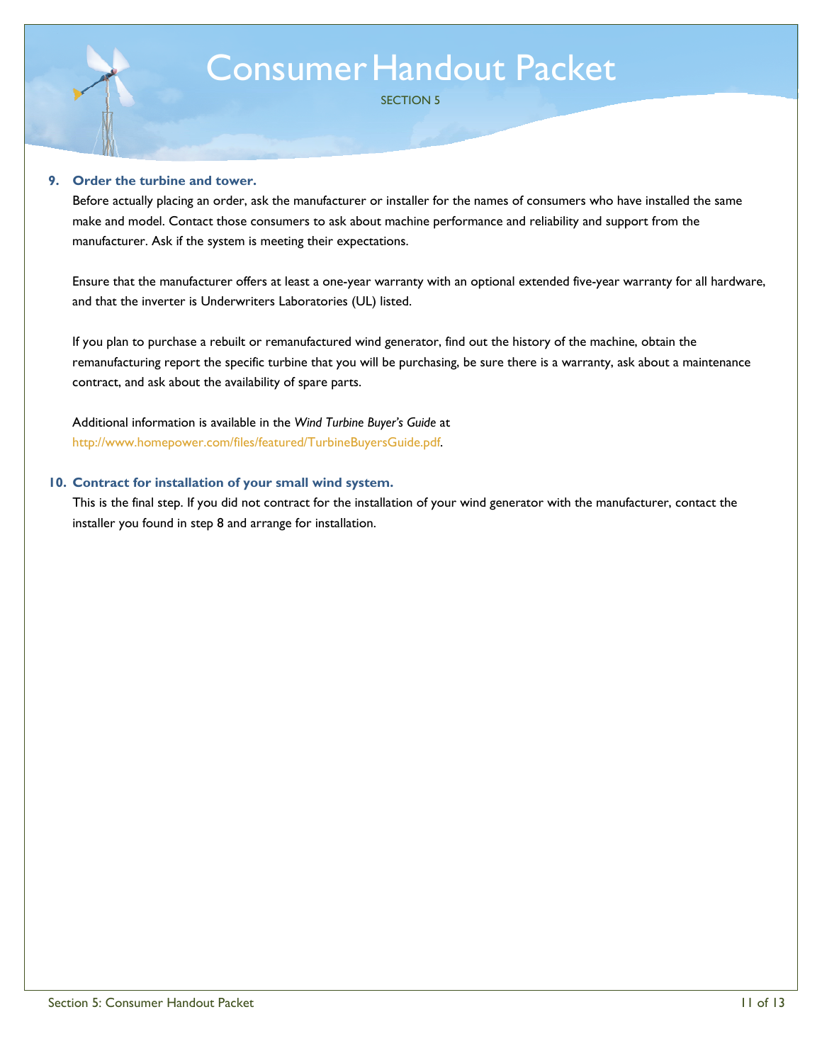9. **Order the turbine and tower.**

   Before actually placing an order, ask the manufacturer or installer for the names of consumers who have installed the same make and model. Contact those consumers to ask about machine performance and reliability and support from the manufacturer. Ask if the system is meeting their expectations.

   Ensure that the manufacturer offers at least a one-year warranty with an optional extended five-year warranty for all hardware, and that the inverter is Underwriters Laboratories (UL) listed.

   If you plan to purchase a rebuilt or remanufactured wind generator, find out the history of the machine, obtain the remanufacturing report the specific turbine that you will be purchasing, be sure there is a warranty, ask about a maintenance contract, and ask about the availability of spare parts.

   Additional information is available in the *Wind Turbine Buyer's Guide* at http://www.homepower.com/files/featured/TurbineBuyersGuide.pdf.

10. **Contract for installation of your small wind system.**

    This is the final step. If you did not contract for the installation of your wind generator with the manufacturer, contact the installer you found in step 8 and arrange for installation.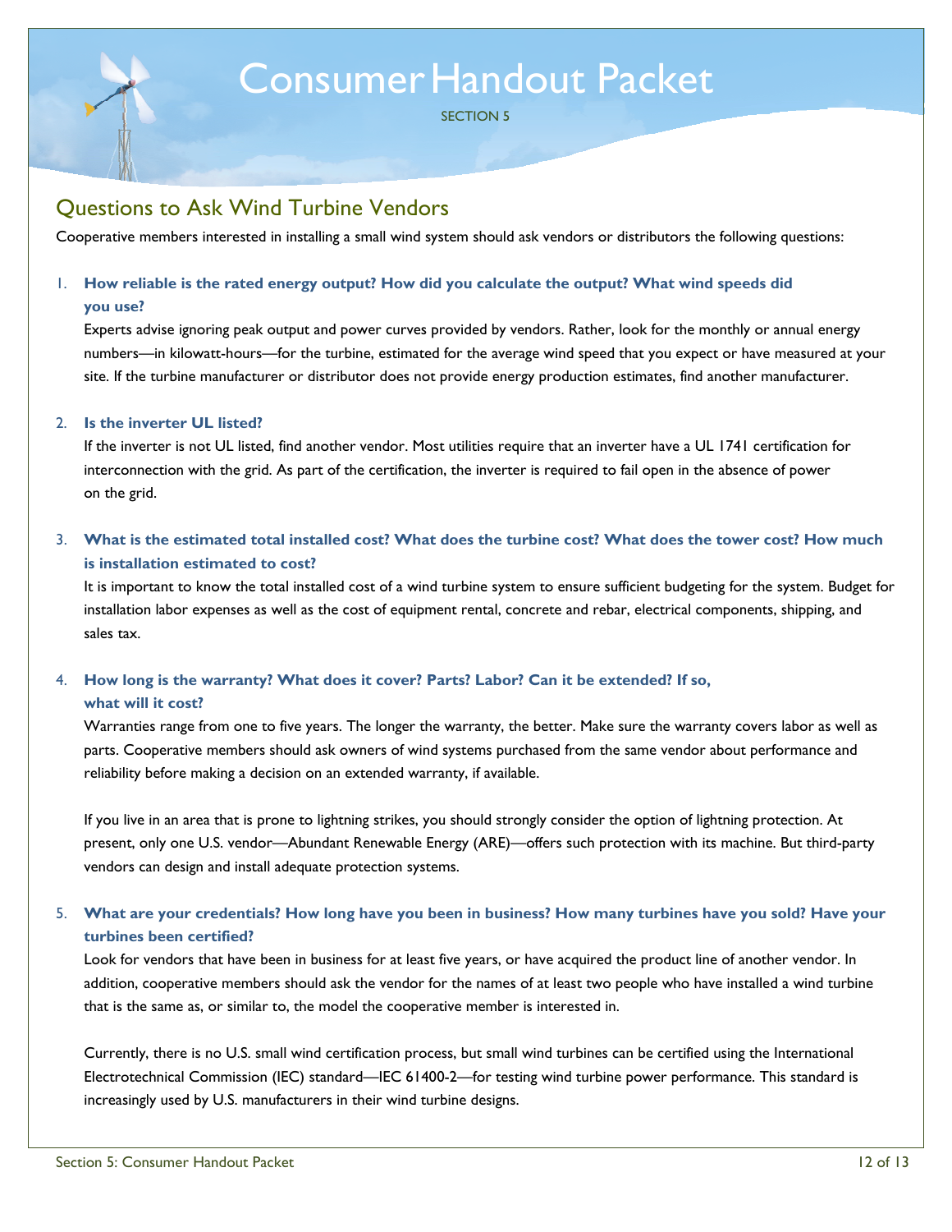# Consumer Handout Packet

SECTION 5

## Questions to Ask Wind Turbine Vendors

Cooperative members interested in installing a small wind system should ask vendors or distributors the following questions:

1. **How reliable is the rated energy output? How did you calculate the output? What wind speeds did you use?**

   Experts advise ignoring peak output and power curves provided by vendors. Rather, look for the monthly or annual energy numbers—in kilowatt-hours—for the turbine, estimated for the average wind speed that you expect or have measured at your site. If the turbine manufacturer or distributor does not provide energy production estimates, find another manufacturer.

2. **Is the inverter UL listed?**

   If the inverter is not UL listed, find another vendor. Most utilities require that an inverter have a UL 1741 certification for interconnection with the grid. As part of the certification, the inverter is required to fail open in the absence of power on the grid.

3. **What is the estimated total installed cost? What does the turbine cost? What does the tower cost? How much is installation estimated to cost?**

   It is important to know the total installed cost of a wind turbine system to ensure sufficient budgeting for the system. Budget for installation labor expenses as well as the cost of equipment rental, concrete and rebar, electrical components, shipping, and sales tax.

4. **How long is the warranty? What does it cover? Parts? Labor? Can it be extended? If so, what will it cost?**

   Warranties range from one to five years. The longer the warranty, the better. Make sure the warranty covers labor as well as parts. Cooperative members should ask owners of wind systems purchased from the same vendor about performance and reliability before making a decision on an extended warranty, if available.

   If you live in an area that is prone to lightning strikes, you should strongly consider the option of lightning protection. At present, only one U.S. vendor—Abundant Renewable Energy (ARE)—offers such protection with its machine. But third-party vendors can design and install adequate protection systems.

5. **What are your credentials? How long have you been in business? How many turbines have you sold? Have your turbines been certified?**

   Look for vendors that have been in business for at least five years, or have acquired the product line of another vendor. In addition, cooperative members should ask the vendor for the names of at least two people who have installed a wind turbine that is the same as, or similar to, the model the cooperative member is interested in.

   Currently, there is no U.S. small wind certification process, but small wind turbines can be certified using the International Electrotechnical Commission (IEC) standard—IEC 61400-2—for testing wind turbine power performance. This standard is increasingly used by U.S. manufacturers in their wind turbine designs.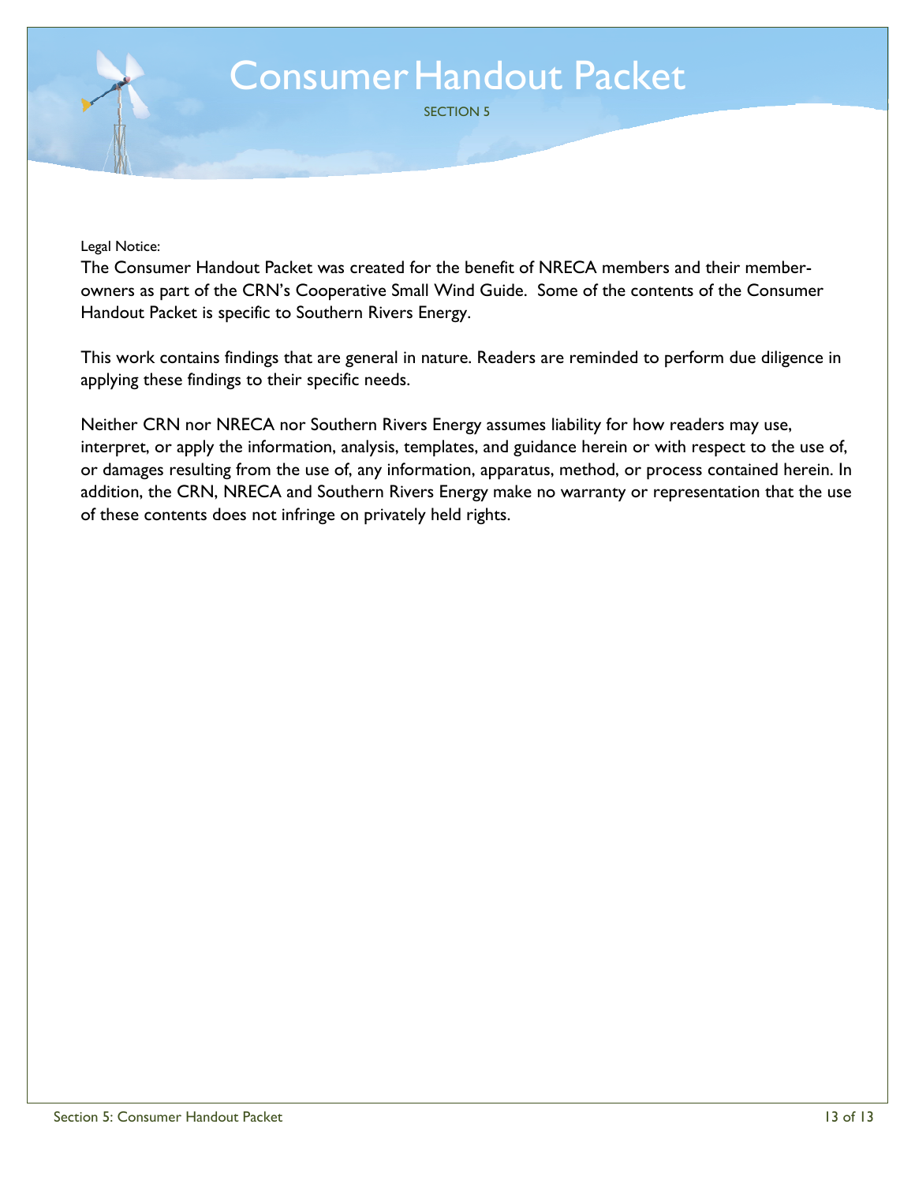# Consumer Handout Packet

SECTION 5

Legal Notice:

The Consumer Handout Packet was created for the benefit of NRECA members and their member-owners as part of the CRN's Cooperative Small Wind Guide. Some of the contents of the Consumer Handout Packet is specific to Southern Rivers Energy.

This work contains findings that are general in nature. Readers are reminded to perform due diligence in applying these findings to their specific needs.

Neither CRN nor NRECA nor Southern Rivers Energy assumes liability for how readers may use, interpret, or apply the information, analysis, templates, and guidance herein or with respect to the use of, or damages resulting from the use of, any information, apparatus, method, or process contained herein. In addition, the CRN, NRECA and Southern Rivers Energy make no warranty or representation that the use of these contents does not infringe on privately held rights.